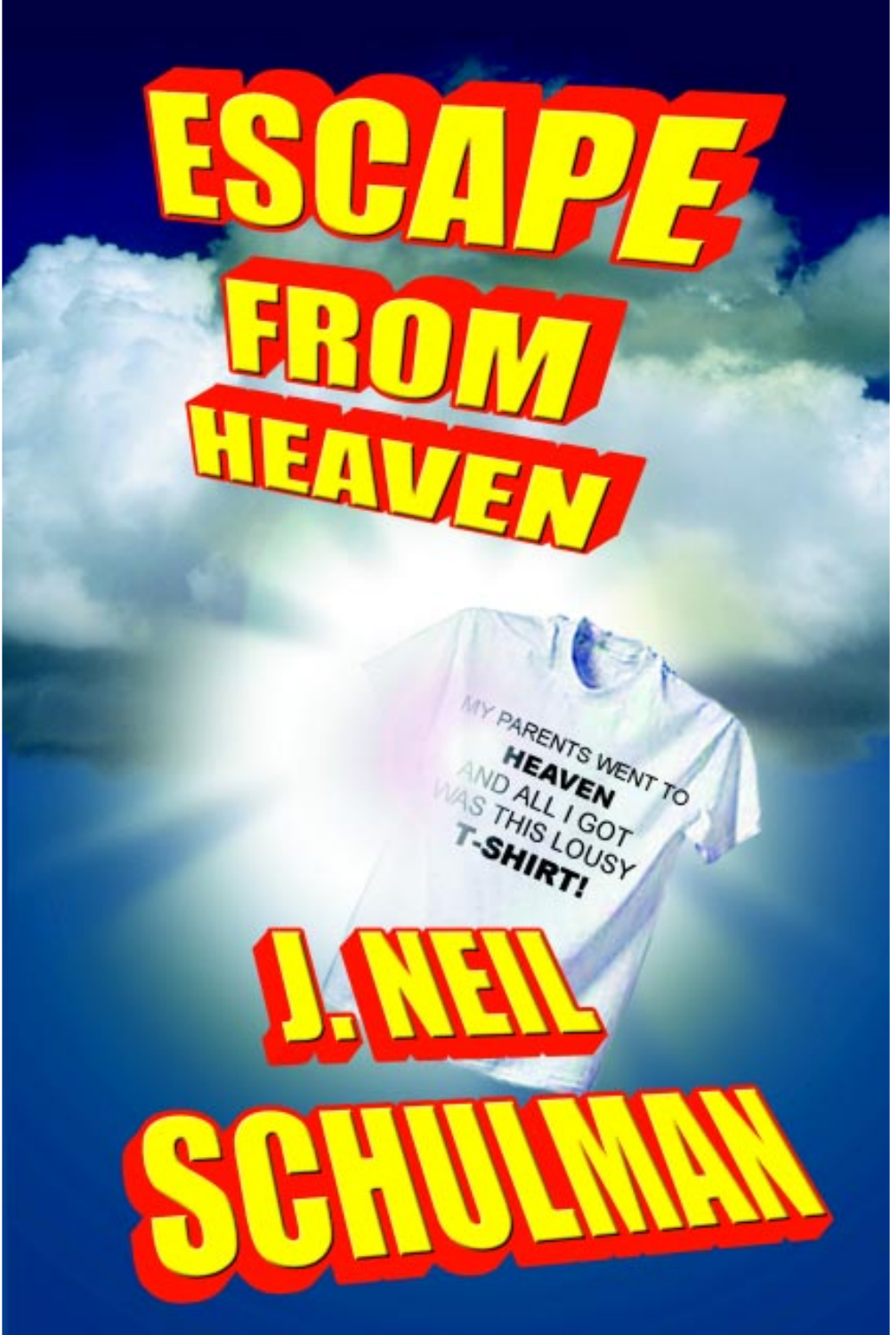# ESCAPE FROM HEAVEN

MY PARENTS WENT TO **HEAVEN** AND ALL I GOT WAS THIS LOUSY **T-SHIRT!**

## J. NEIL SCHULMAN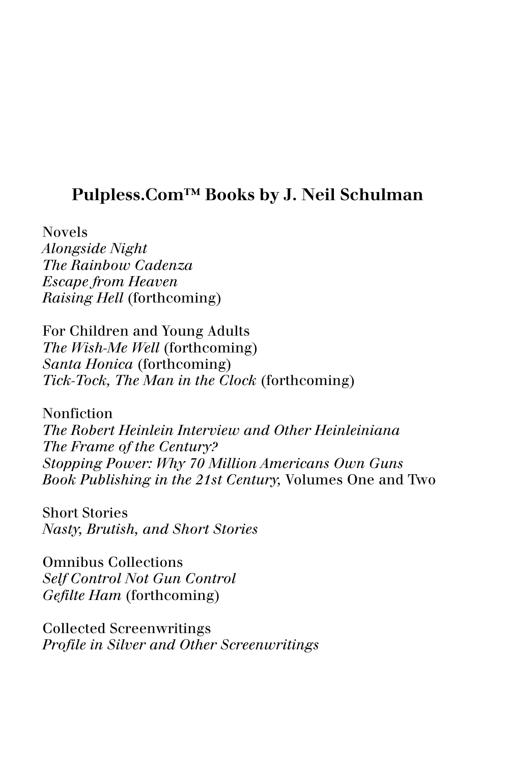## Pulpless.Com™ Books by J. Neil Schulman

Novels
*Alongside Night*
*The Rainbow Cadenza*
*Escape from Heaven*
*Raising Hell* (forthcoming)

For Children and Young Adults
*The Wish-Me Well* (forthcoming)
*Santa Honica* (forthcoming)
*Tick-Tock, The Man in the Clock* (forthcoming)

Nonfiction
*The Robert Heinlein Interview and Other Heinleiniana*
*The Frame of the Century?*
*Stopping Power: Why 70 Million Americans Own Guns*
*Book Publishing in the 21st Century,* Volumes One and Two

Short Stories
*Nasty, Brutish, and Short Stories*

Omnibus Collections
*Self Control Not Gun Control*
*Gefilte Ham* (forthcoming)

Collected Screenwritings
*Profile in Silver and Other Screenwritings*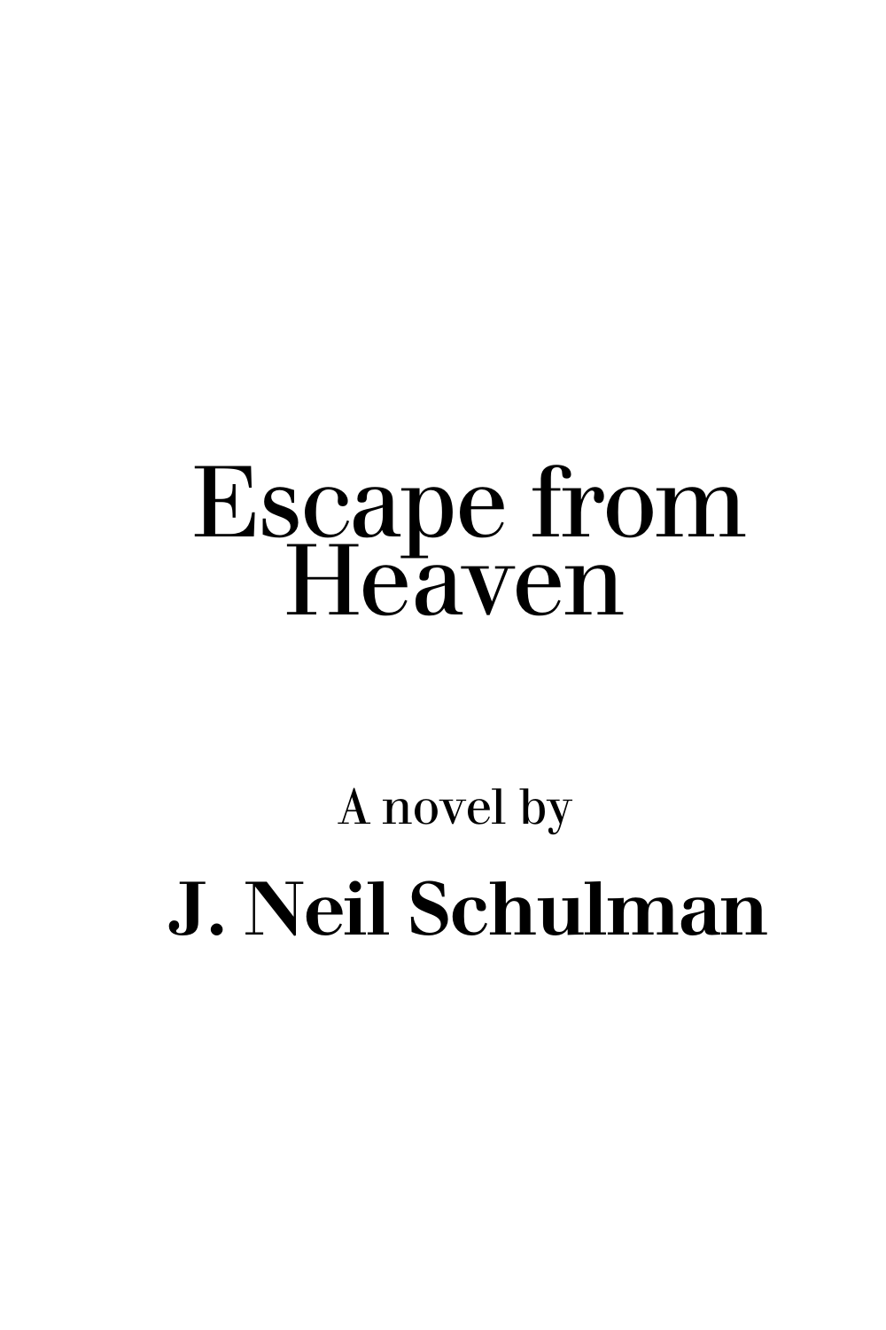# Escape from Heaven

A novel by

**J. Neil Schulman**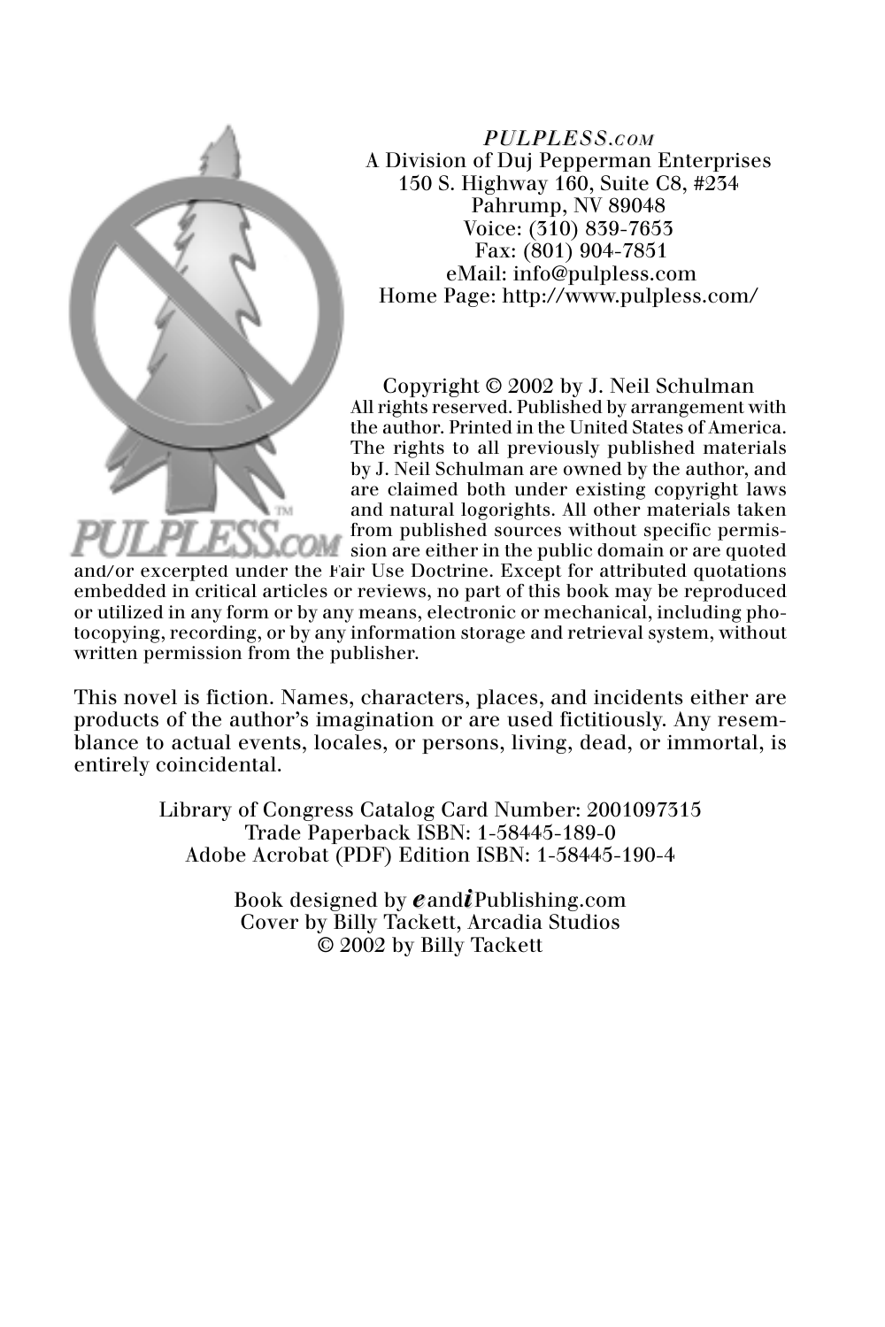*PULPLESS.COM*
A Division of Duj Pepperman Enterprises
150 S. Highway 160, Suite C8, #234
Pahrump, NV 89048
Voice: (310) 839-7653
Fax: (801) 904-7851
eMail: info@pulpless.com
Home Page: http://www.pulpless.com/

Copyright © 2002 by J. Neil Schulman
All rights reserved. Published by arrangement with the author. Printed in the United States of America. The rights to all previously published materials by J. Neil Schulman are owned by the author, and are claimed both under existing copyright laws and natural logorights. All other materials taken from published sources without specific permission are either in the public domain or are quoted and/or excerpted under the Fair Use Doctrine. Except for attributed quotations embedded in critical articles or reviews, no part of this book may be reproduced or utilized in any form or by any means, electronic or mechanical, including photocopying, recording, or by any information storage and retrieval system, without written permission from the publisher.

This novel is fiction. Names, characters, places, and incidents either are products of the author's imagination or are used fictitiously. Any resemblance to actual events, locales, or persons, living, dead, or immortal, is entirely coincidental.

Library of Congress Catalog Card Number: 2001097315
Trade Paperback ISBN: 1-58445-189-0
Adobe Acrobat (PDF) Edition ISBN: 1-58445-190-4

Book designed by *e*and*i*Publishing.com
Cover by Billy Tackett, Arcadia Studios
© 2002 by Billy Tackett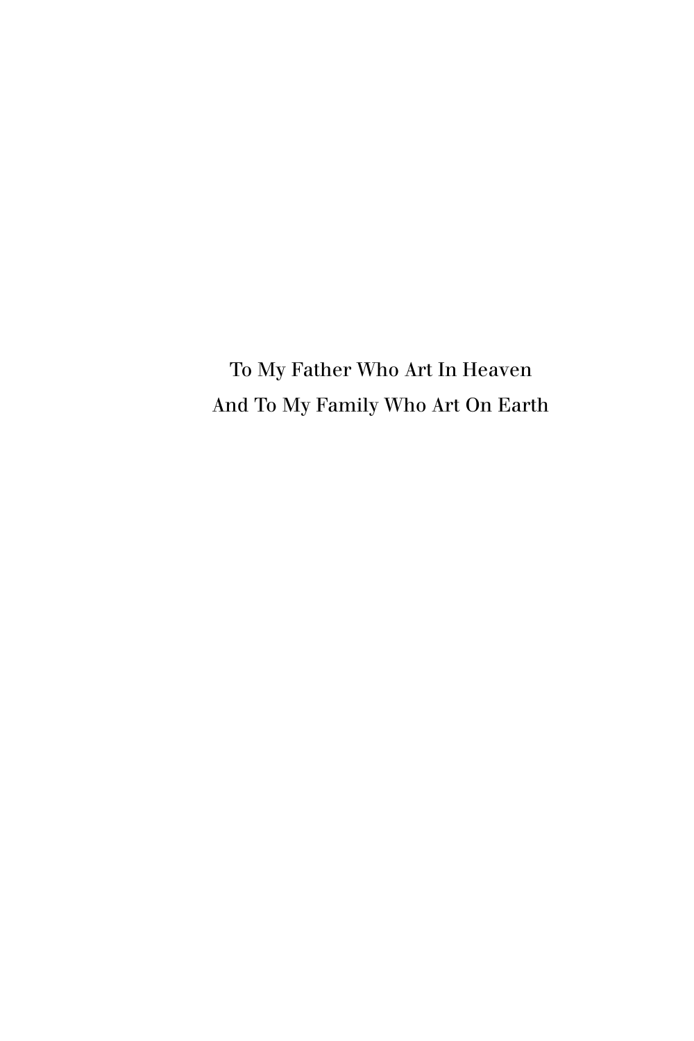To My Father Who Art In Heaven

And To My Family Who Art On Earth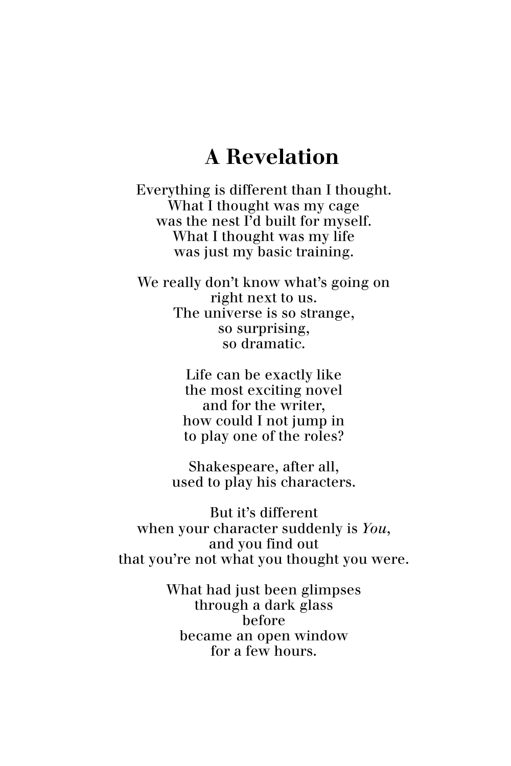# A Revelation

Everything is different than I thought.
What I thought was my cage
was the nest I'd built for myself.
What I thought was my life
was just my basic training.

We really don't know what's going on
right next to us.
The universe is so strange,
so surprising,
so dramatic.

Life can be exactly like
the most exciting novel
and for the writer,
how could I not jump in
to play one of the roles?

Shakespeare, after all,
used to play his characters.

But it's different
when your character suddenly is *You*,
and you find out
that you're not what you thought you were.

What had just been glimpses
through a dark glass
before
became an open window
for a few hours.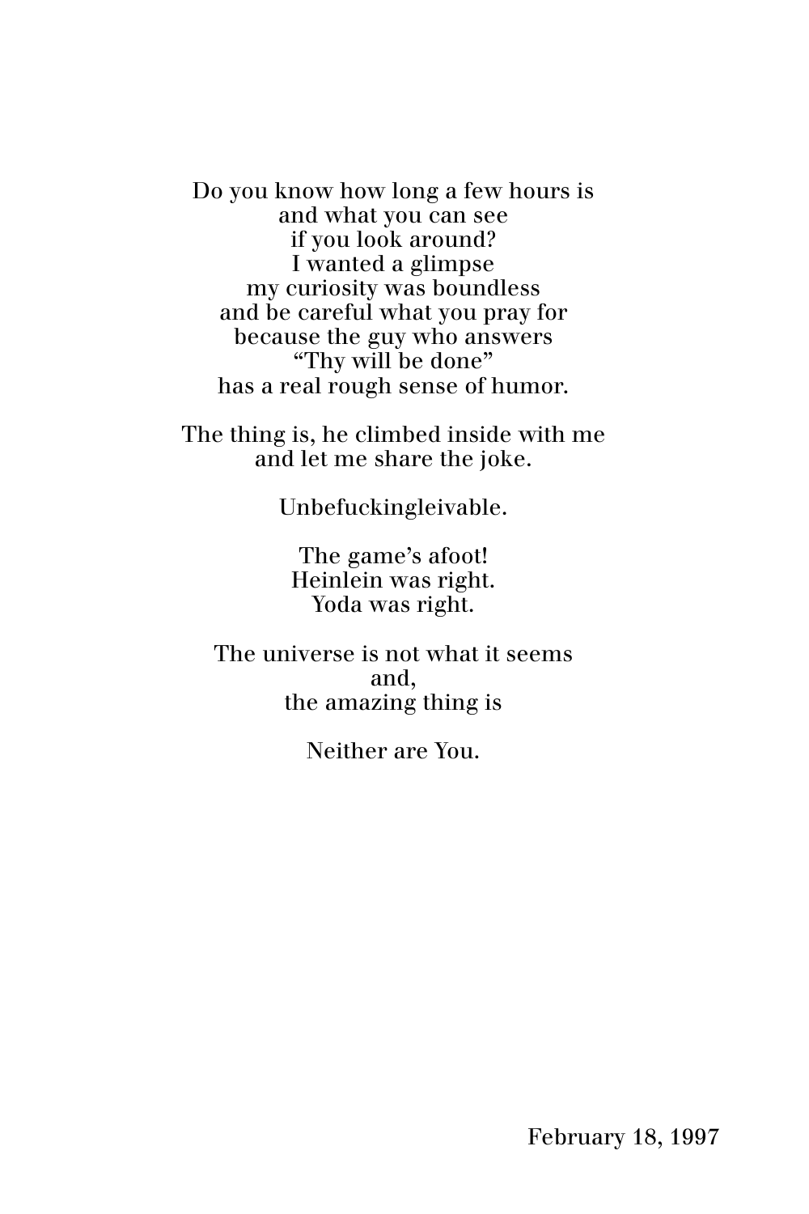Do you know how long a few hours is  
and what you can see  
if you look around?  
I wanted a glimpse  
my curiosity was boundless  
and be careful what you pray for  
because the guy who answers  
“Thy will be done”  
has a real rough sense of humor.

The thing is, he climbed inside with me  
and let me share the joke.

Unbefuckingleivable.

The game’s afoot!  
Heinlein was right.  
Yoda was right.

The universe is not what it seems  
and,  
the amazing thing is

Neither are You.

February 18, 1997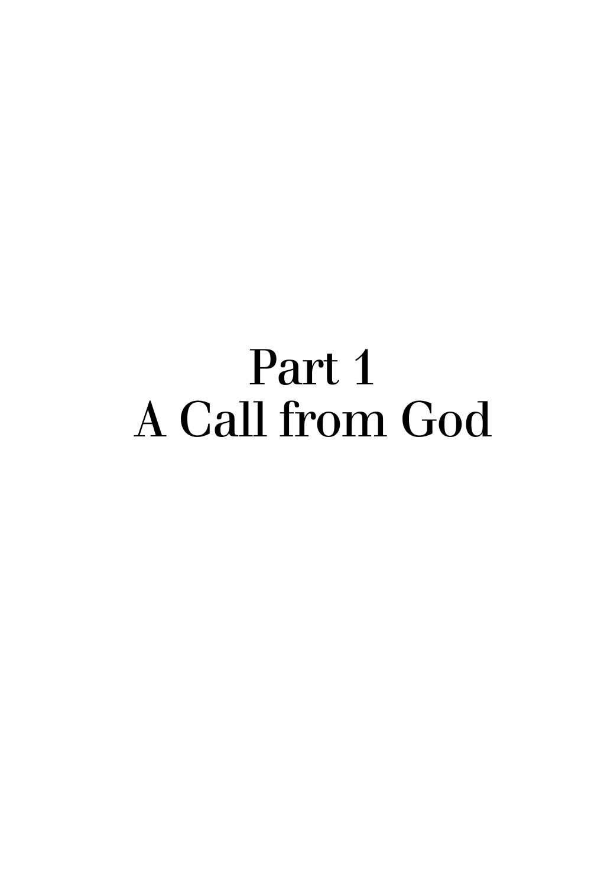# Part 1
# A Call from God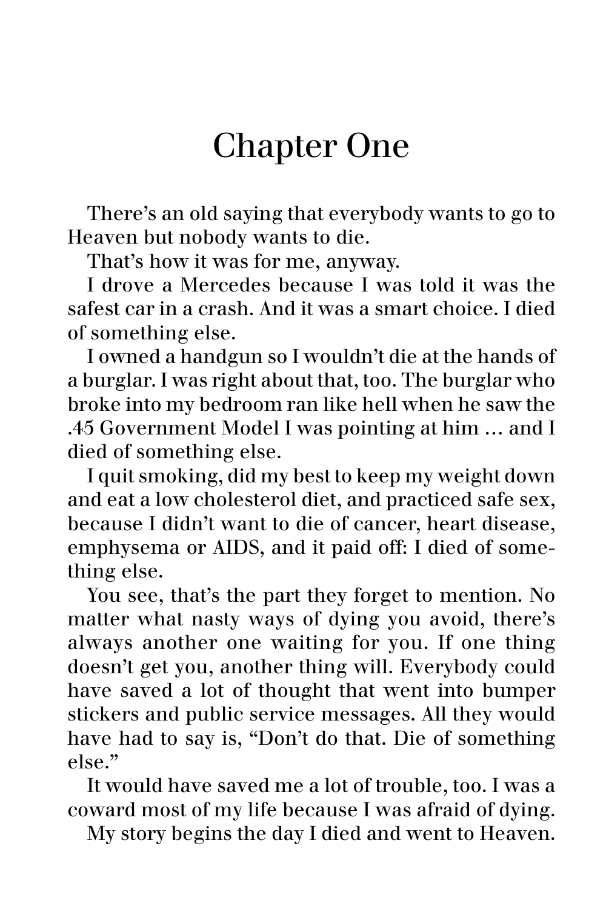# Chapter One

There's an old saying that everybody wants to go to Heaven but nobody wants to die.

That's how it was for me, anyway.

I drove a Mercedes because I was told it was the safest car in a crash. And it was a smart choice. I died of something else.

I owned a handgun so I wouldn't die at the hands of a burglar. I was right about that, too. The burglar who broke into my bedroom ran like hell when he saw the .45 Government Model I was pointing at him … and I died of something else.

I quit smoking, did my best to keep my weight down and eat a low cholesterol diet, and practiced safe sex, because I didn't want to die of cancer, heart disease, emphysema or AIDS, and it paid off: I died of something else.

You see, that's the part they forget to mention. No matter what nasty ways of dying you avoid, there's always another one waiting for you. If one thing doesn't get you, another thing will. Everybody could have saved a lot of thought that went into bumper stickers and public service messages. All they would have had to say is, "Don't do that. Die of something else."

It would have saved me a lot of trouble, too. I was a coward most of my life because I was afraid of dying.

My story begins the day I died and went to Heaven.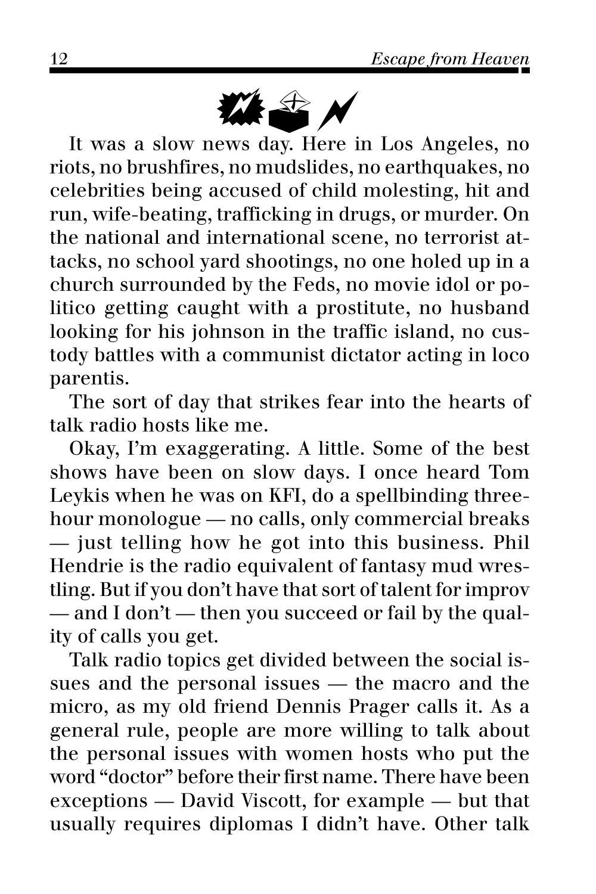It was a slow news day. Here in Los Angeles, no riots, no brushfires, no mudslides, no earthquakes, no celebrities being accused of child molesting, hit and run, wife-beating, trafficking in drugs, or murder. On the national and international scene, no terrorist attacks, no school yard shootings, no one holed up in a church surrounded by the Feds, no movie idol or politico getting caught with a prostitute, no husband looking for his johnson in the traffic island, no custody battles with a communist dictator acting in loco parentis.

The sort of day that strikes fear into the hearts of talk radio hosts like me.

Okay, I'm exaggerating. A little. Some of the best shows have been on slow days. I once heard Tom Leykis when he was on KFI, do a spellbinding three-hour monologue — no calls, only commercial breaks — just telling how he got into this business. Phil Hendrie is the radio equivalent of fantasy mud wrestling. But if you don't have that sort of talent for improv — and I don't — then you succeed or fail by the quality of calls you get.

Talk radio topics get divided between the social issues and the personal issues — the macro and the micro, as my old friend Dennis Prager calls it. As a general rule, people are more willing to talk about the personal issues with women hosts who put the word "doctor" before their first name. There have been exceptions — David Viscott, for example — but that usually requires diplomas I didn't have. Other talk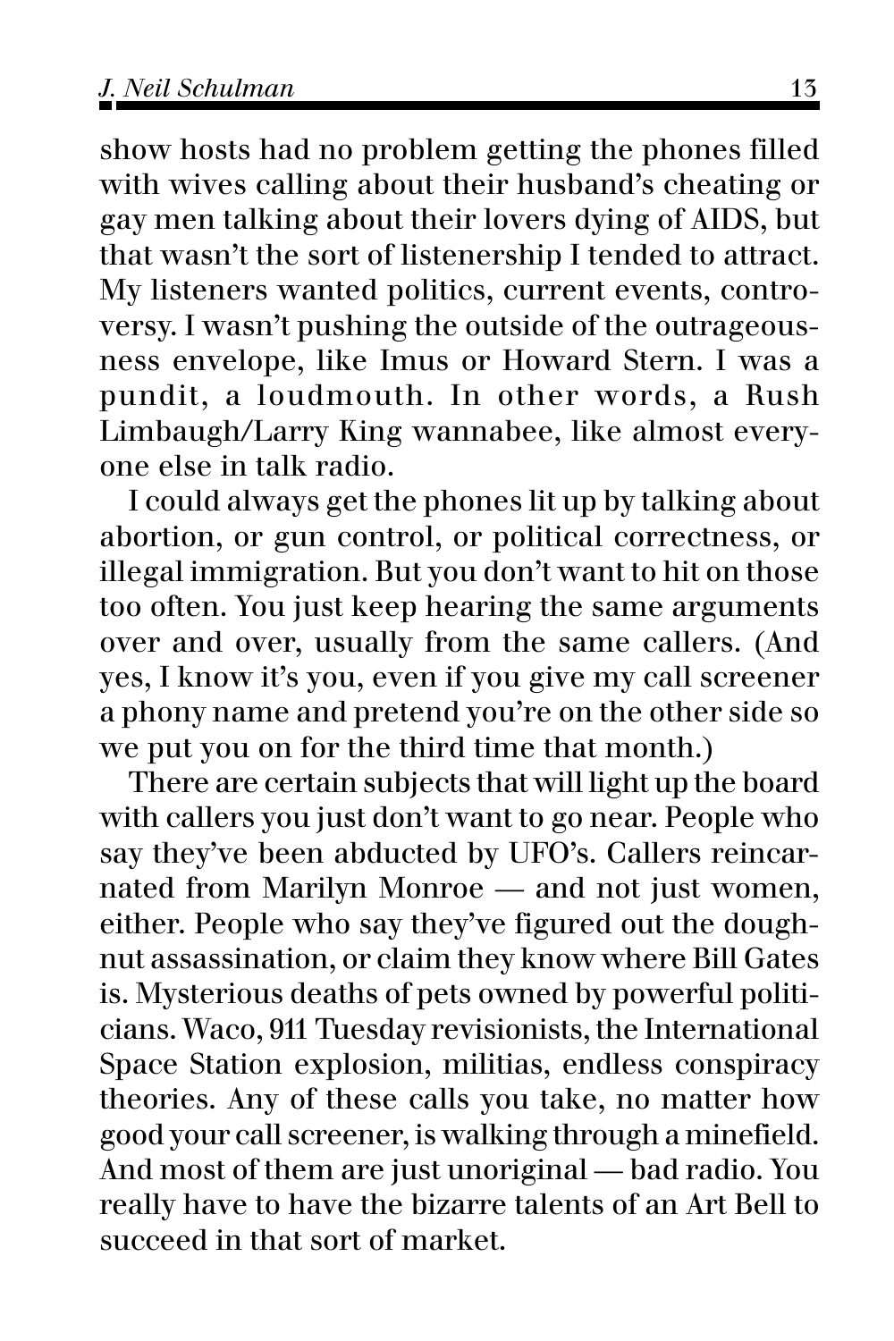show hosts had no problem getting the phones filled with wives calling about their husband's cheating or gay men talking about their lovers dying of AIDS, but that wasn't the sort of listenership I tended to attract. My listeners wanted politics, current events, controversy. I wasn't pushing the outside of the outrageousness envelope, like Imus or Howard Stern. I was a pundit, a loudmouth. In other words, a Rush Limbaugh/Larry King wannabee, like almost everyone else in talk radio.

I could always get the phones lit up by talking about abortion, or gun control, or political correctness, or illegal immigration. But you don't want to hit on those too often. You just keep hearing the same arguments over and over, usually from the same callers. (And yes, I know it's you, even if you give my call screener a phony name and pretend you're on the other side so we put you on for the third time that month.)

There are certain subjects that will light up the board with callers you just don't want to go near. People who say they've been abducted by UFO's. Callers reincarnated from Marilyn Monroe — and not just women, either. People who say they've figured out the doughnut assassination, or claim they know where Bill Gates is. Mysterious deaths of pets owned by powerful politicians. Waco, 911 Tuesday revisionists, the International Space Station explosion, militias, endless conspiracy theories. Any of these calls you take, no matter how good your call screener, is walking through a minefield. And most of them are just unoriginal — bad radio. You really have to have the bizarre talents of an Art Bell to succeed in that sort of market.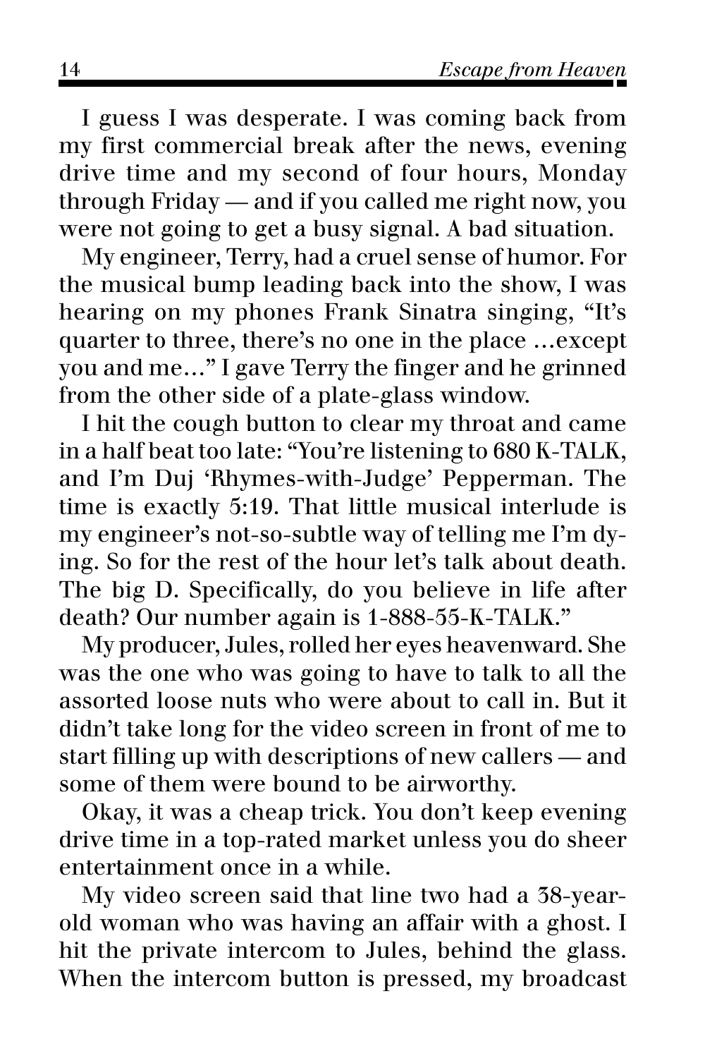I guess I was desperate. I was coming back from my first commercial break after the news, evening drive time and my second of four hours, Monday through Friday — and if you called me right now, you were not going to get a busy signal. A bad situation.

My engineer, Terry, had a cruel sense of humor. For the musical bump leading back into the show, I was hearing on my phones Frank Sinatra singing, "It's quarter to three, there's no one in the place …except you and me…" I gave Terry the finger and he grinned from the other side of a plate-glass window.

I hit the cough button to clear my throat and came in a half beat too late: "You're listening to 680 K-TALK, and I'm Duj 'Rhymes-with-Judge' Pepperman. The time is exactly 5:19. That little musical interlude is my engineer's not-so-subtle way of telling me I'm dying. So for the rest of the hour let's talk about death. The big D. Specifically, do you believe in life after death? Our number again is 1-888-55-K-TALK."

My producer, Jules, rolled her eyes heavenward. She was the one who was going to have to talk to all the assorted loose nuts who were about to call in. But it didn't take long for the video screen in front of me to start filling up with descriptions of new callers — and some of them were bound to be airworthy.

Okay, it was a cheap trick. You don't keep evening drive time in a top-rated market unless you do sheer entertainment once in a while.

My video screen said that line two had a 38-year-old woman who was having an affair with a ghost. I hit the private intercom to Jules, behind the glass. When the intercom button is pressed, my broadcast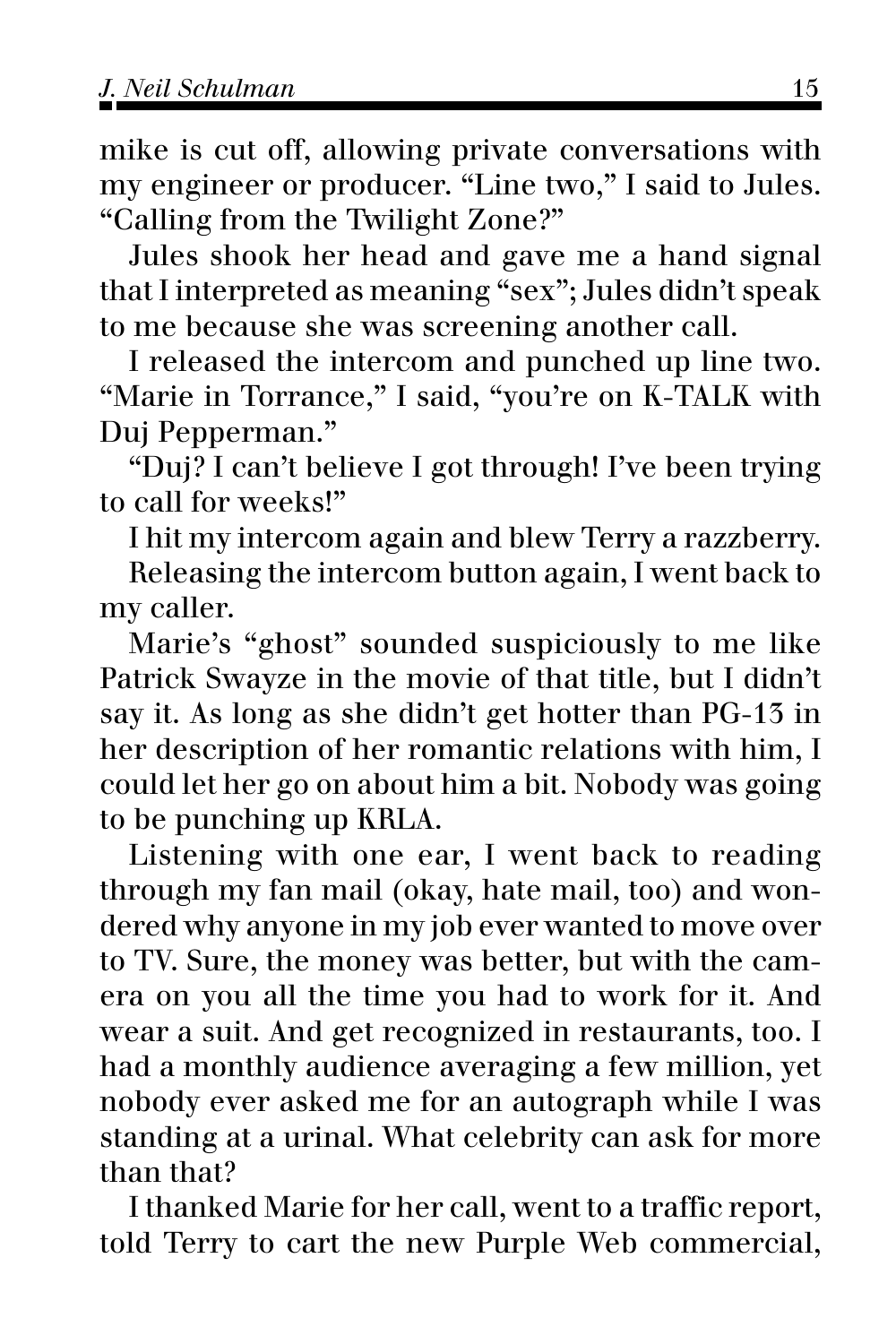mike is cut off, allowing private conversations with my engineer or producer. "Line two," I said to Jules. "Calling from the Twilight Zone?"

Jules shook her head and gave me a hand signal that I interpreted as meaning "sex"; Jules didn't speak to me because she was screening another call.

I released the intercom and punched up line two. "Marie in Torrance," I said, "you're on K-TALK with Duj Pepperman."

"Duj? I can't believe I got through! I've been trying to call for weeks!"

I hit my intercom again and blew Terry a razzberry.

Releasing the intercom button again, I went back to my caller.

Marie's "ghost" sounded suspiciously to me like Patrick Swayze in the movie of that title, but I didn't say it. As long as she didn't get hotter than PG-13 in her description of her romantic relations with him, I could let her go on about him a bit. Nobody was going to be punching up KRLA.

Listening with one ear, I went back to reading through my fan mail (okay, hate mail, too) and wondered why anyone in my job ever wanted to move over to TV. Sure, the money was better, but with the camera on you all the time you had to work for it. And wear a suit. And get recognized in restaurants, too. I had a monthly audience averaging a few million, yet nobody ever asked me for an autograph while I was standing at a urinal. What celebrity can ask for more than that?

I thanked Marie for her call, went to a traffic report, told Terry to cart the new Purple Web commercial,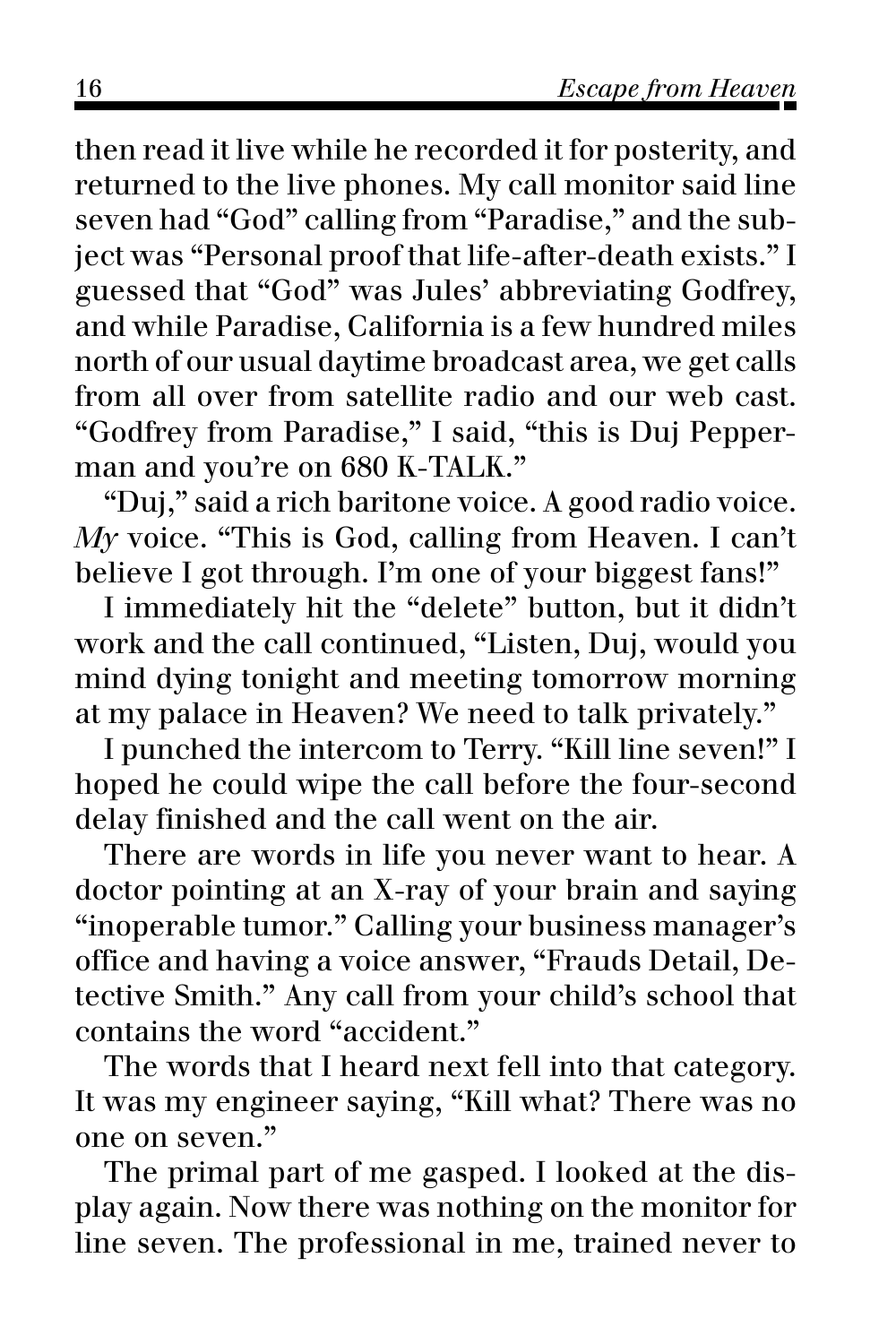then read it live while he recorded it for posterity, and returned to the live phones. My call monitor said line seven had "God" calling from "Paradise," and the subject was "Personal proof that life-after-death exists." I guessed that "God" was Jules' abbreviating Godfrey, and while Paradise, California is a few hundred miles north of our usual daytime broadcast area, we get calls from all over from satellite radio and our web cast. "Godfrey from Paradise," I said, "this is Duj Pepperman and you're on 680 K-TALK."

"Duj," said a rich baritone voice. A good radio voice. *My* voice. "This is God, calling from Heaven. I can't believe I got through. I'm one of your biggest fans!"

I immediately hit the "delete" button, but it didn't work and the call continued, "Listen, Duj, would you mind dying tonight and meeting tomorrow morning at my palace in Heaven? We need to talk privately."

I punched the intercom to Terry. "Kill line seven!" I hoped he could wipe the call before the four-second delay finished and the call went on the air.

There are words in life you never want to hear. A doctor pointing at an X-ray of your brain and saying "inoperable tumor." Calling your business manager's office and having a voice answer, "Frauds Detail, Detective Smith." Any call from your child's school that contains the word "accident."

The words that I heard next fell into that category. It was my engineer saying, "Kill what? There was no one on seven."

The primal part of me gasped. I looked at the display again. Now there was nothing on the monitor for line seven. The professional in me, trained never to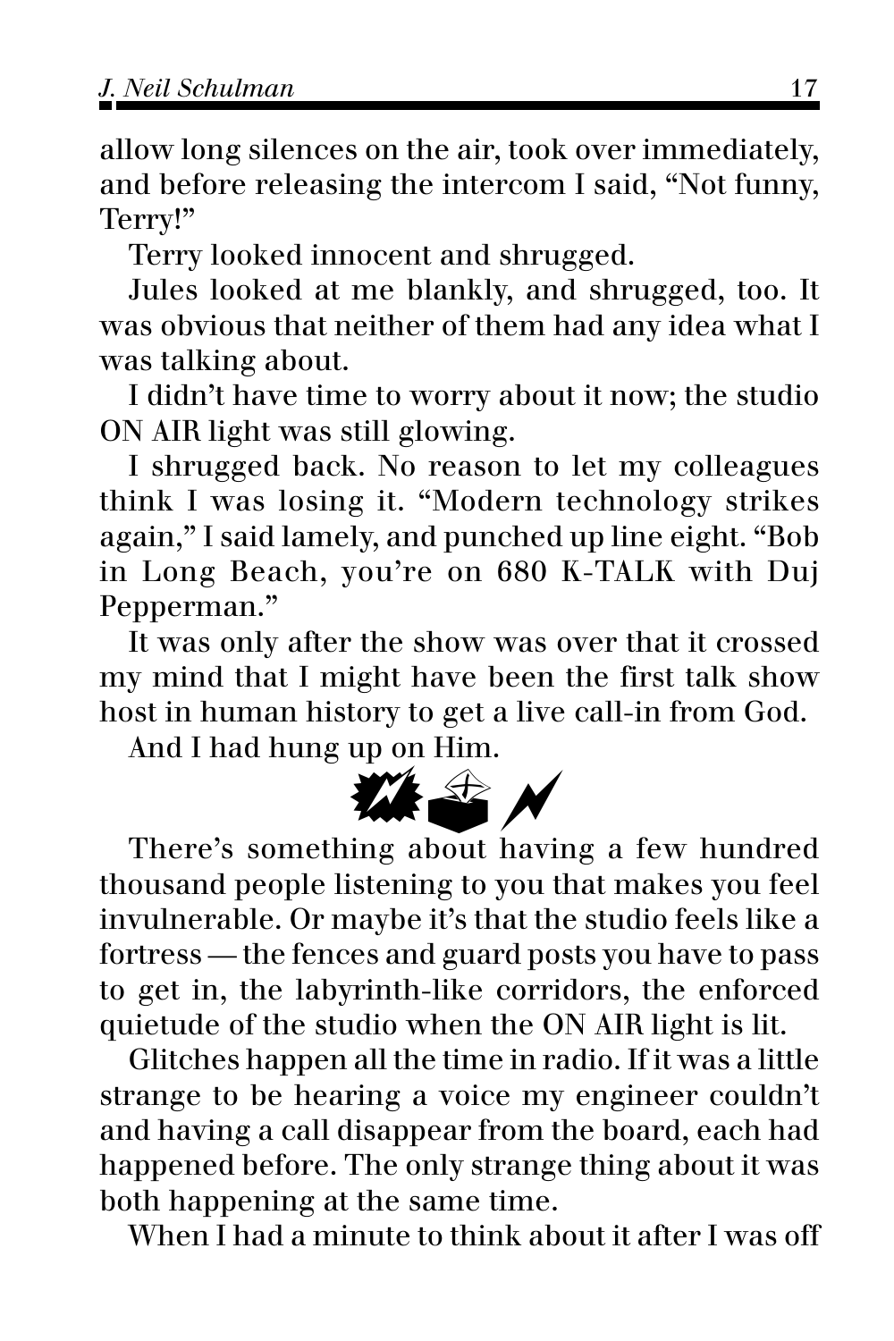allow long silences on the air, took over immediately, and before releasing the intercom I said, "Not funny, Terry!"

Terry looked innocent and shrugged.

Jules looked at me blankly, and shrugged, too. It was obvious that neither of them had any idea what I was talking about.

I didn't have time to worry about it now; the studio ON AIR light was still glowing.

I shrugged back. No reason to let my colleagues think I was losing it. "Modern technology strikes again," I said lamely, and punched up line eight. "Bob in Long Beach, you're on 680 K-TALK with Duj Pepperman."

It was only after the show was over that it crossed my mind that I might have been the first talk show host in human history to get a live call-in from God.

And I had hung up on Him.

There's something about having a few hundred thousand people listening to you that makes you feel invulnerable. Or maybe it's that the studio feels like a fortress — the fences and guard posts you have to pass to get in, the labyrinth-like corridors, the enforced quietude of the studio when the ON AIR light is lit.

Glitches happen all the time in radio. If it was a little strange to be hearing a voice my engineer couldn't and having a call disappear from the board, each had happened before. The only strange thing about it was both happening at the same time.

When I had a minute to think about it after I was off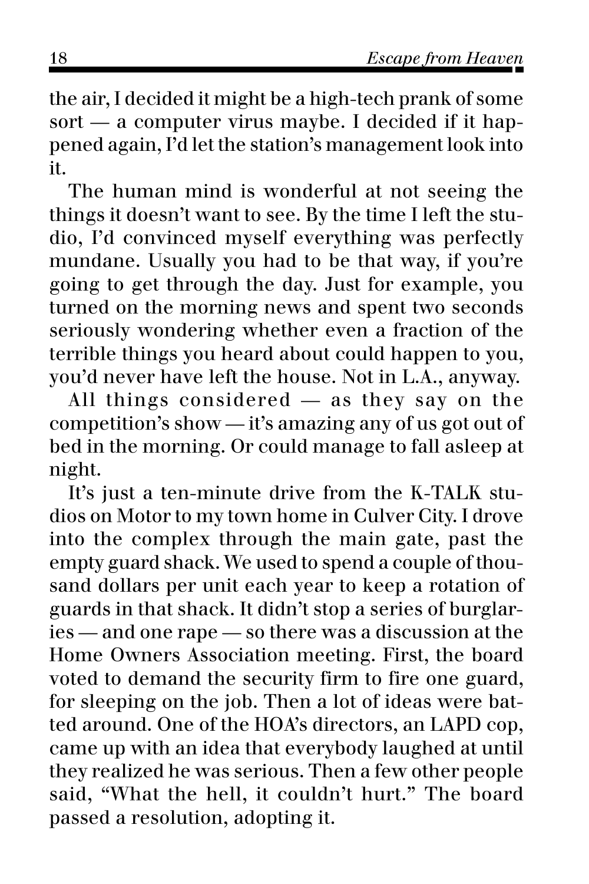the air, I decided it might be a high-tech prank of some sort — a computer virus maybe. I decided if it happened again, I'd let the station's management look into it.

The human mind is wonderful at not seeing the things it doesn't want to see. By the time I left the studio, I'd convinced myself everything was perfectly mundane. Usually you had to be that way, if you're going to get through the day. Just for example, you turned on the morning news and spent two seconds seriously wondering whether even a fraction of the terrible things you heard about could happen to you, you'd never have left the house. Not in L.A., anyway.

All things considered — as they say on the competition's show — it's amazing any of us got out of bed in the morning. Or could manage to fall asleep at night.

It's just a ten-minute drive from the K-TALK studios on Motor to my town home in Culver City. I drove into the complex through the main gate, past the empty guard shack. We used to spend a couple of thousand dollars per unit each year to keep a rotation of guards in that shack. It didn't stop a series of burglaries — and one rape — so there was a discussion at the Home Owners Association meeting. First, the board voted to demand the security firm to fire one guard, for sleeping on the job. Then a lot of ideas were batted around. One of the HOA's directors, an LAPD cop, came up with an idea that everybody laughed at until they realized he was serious. Then a few other people said, "What the hell, it couldn't hurt." The board passed a resolution, adopting it.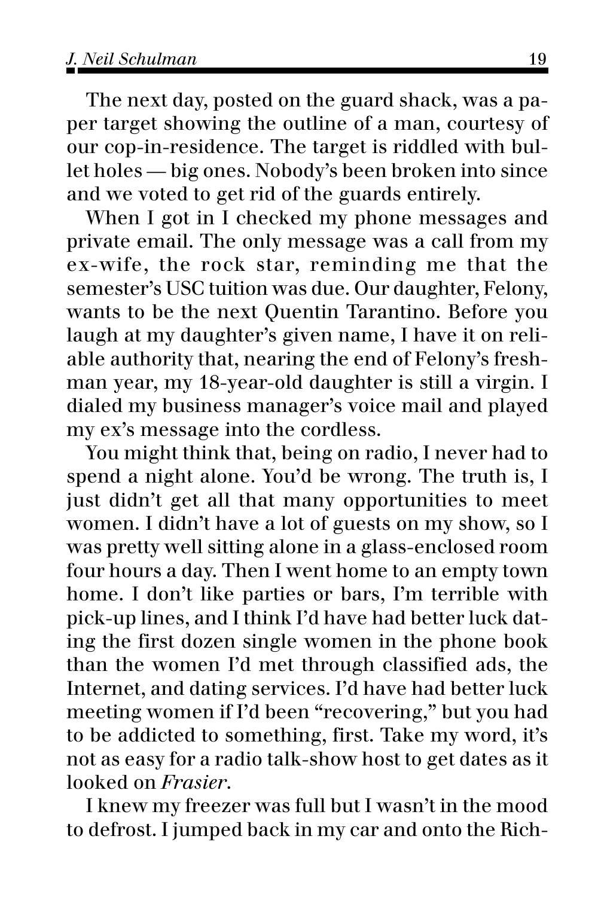The next day, posted on the guard shack, was a paper target showing the outline of a man, courtesy of our cop-in-residence. The target is riddled with bullet holes — big ones. Nobody's been broken into since and we voted to get rid of the guards entirely.

When I got in I checked my phone messages and private email. The only message was a call from my ex-wife, the rock star, reminding me that the semester's USC tuition was due. Our daughter, Felony, wants to be the next Quentin Tarantino. Before you laugh at my daughter's given name, I have it on reliable authority that, nearing the end of Felony's freshman year, my 18-year-old daughter is still a virgin. I dialed my business manager's voice mail and played my ex's message into the cordless.

You might think that, being on radio, I never had to spend a night alone. You'd be wrong. The truth is, I just didn't get all that many opportunities to meet women. I didn't have a lot of guests on my show, so I was pretty well sitting alone in a glass-enclosed room four hours a day. Then I went home to an empty town home. I don't like parties or bars, I'm terrible with pick-up lines, and I think I'd have had better luck dating the first dozen single women in the phone book than the women I'd met through classified ads, the Internet, and dating services. I'd have had better luck meeting women if I'd been "recovering," but you had to be addicted to something, first. Take my word, it's not as easy for a radio talk-show host to get dates as it looked on *Frasier*.

I knew my freezer was full but I wasn't in the mood to defrost. I jumped back in my car and onto the Rich-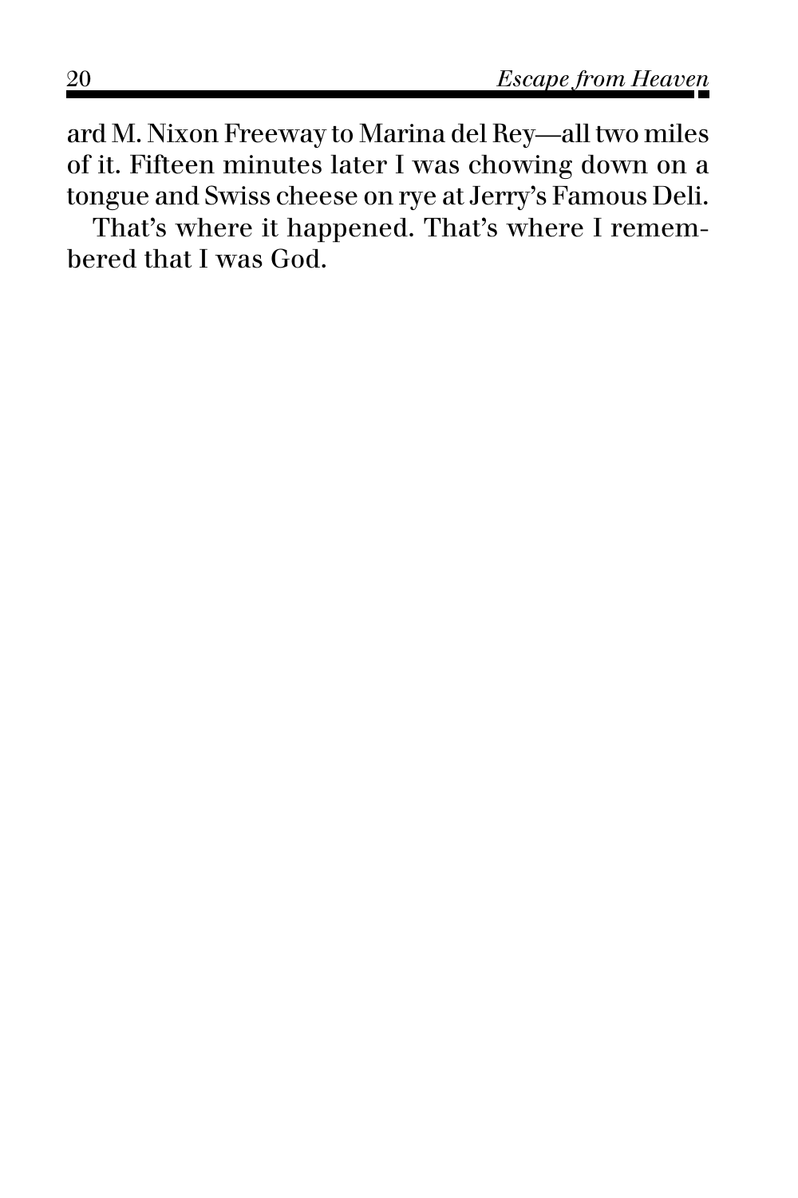ard M. Nixon Freeway to Marina del Rey—all two miles of it. Fifteen minutes later I was chowing down on a tongue and Swiss cheese on rye at Jerry's Famous Deli.

That's where it happened. That's where I remembered that I was God.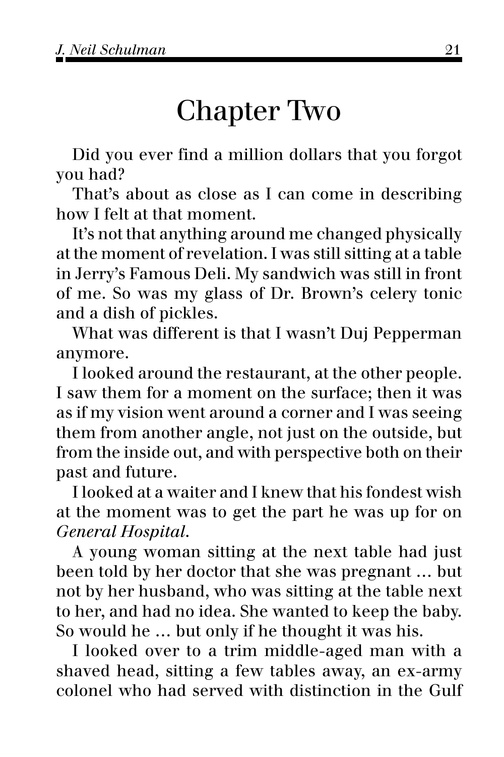# Chapter Two

Did you ever find a million dollars that you forgot you had?

That's about as close as I can come in describing how I felt at that moment.

It's not that anything around me changed physically at the moment of revelation. I was still sitting at a table in Jerry's Famous Deli. My sandwich was still in front of me. So was my glass of Dr. Brown's celery tonic and a dish of pickles.

What was different is that I wasn't Duj Pepperman anymore.

I looked around the restaurant, at the other people. I saw them for a moment on the surface; then it was as if my vision went around a corner and I was seeing them from another angle, not just on the outside, but from the inside out, and with perspective both on their past and future.

I looked at a waiter and I knew that his fondest wish at the moment was to get the part he was up for on *General Hospital*.

A young woman sitting at the next table had just been told by her doctor that she was pregnant … but not by her husband, who was sitting at the table next to her, and had no idea. She wanted to keep the baby. So would he … but only if he thought it was his.

I looked over to a trim middle-aged man with a shaved head, sitting a few tables away, an ex-army colonel who had served with distinction in the Gulf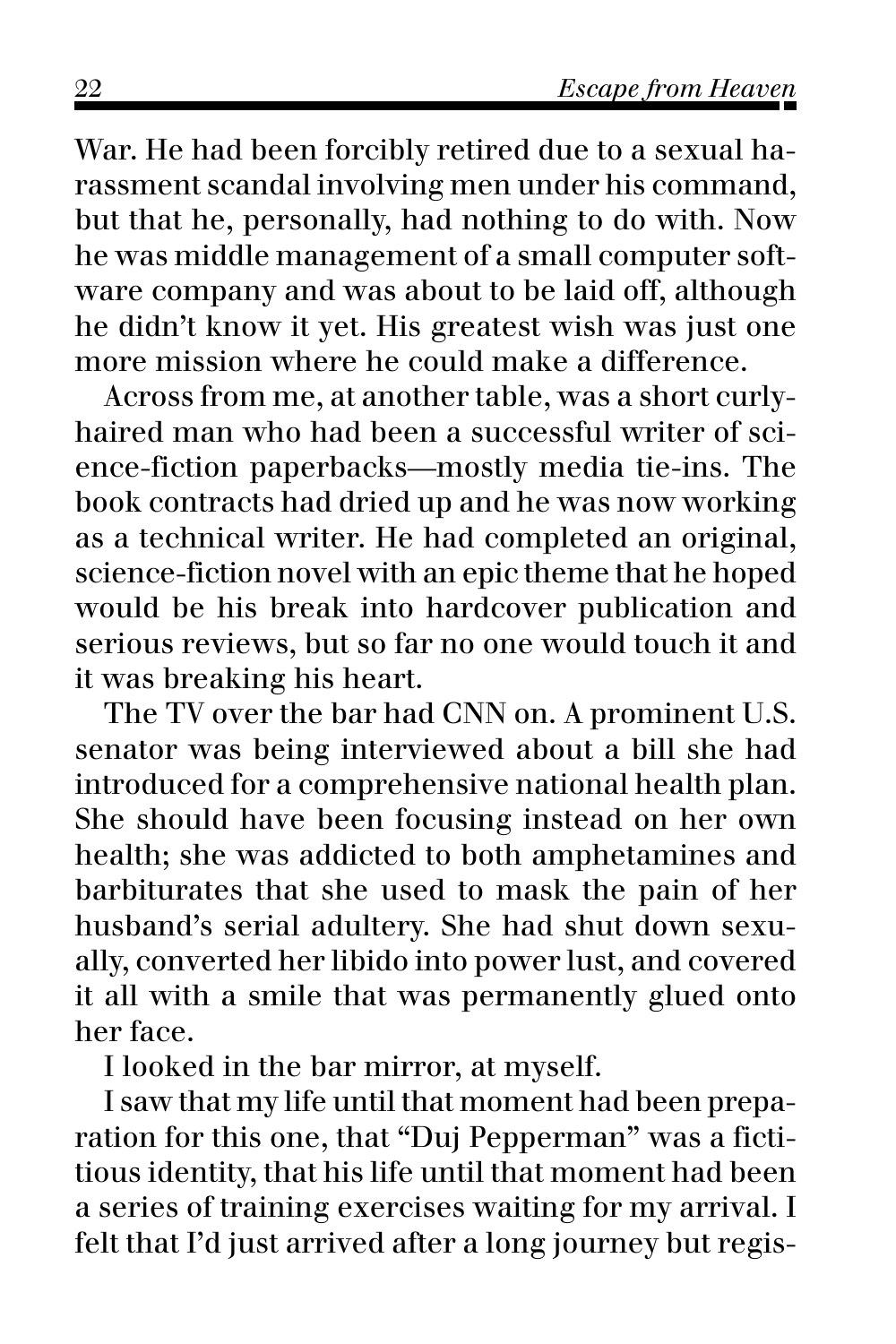War. He had been forcibly retired due to a sexual harassment scandal involving men under his command, but that he, personally, had nothing to do with. Now he was middle management of a small computer software company and was about to be laid off, although he didn't know it yet. His greatest wish was just one more mission where he could make a difference.

Across from me, at another table, was a short curly-haired man who had been a successful writer of science-fiction paperbacks—mostly media tie-ins. The book contracts had dried up and he was now working as a technical writer. He had completed an original, science-fiction novel with an epic theme that he hoped would be his break into hardcover publication and serious reviews, but so far no one would touch it and it was breaking his heart.

The TV over the bar had CNN on. A prominent U.S. senator was being interviewed about a bill she had introduced for a comprehensive national health plan. She should have been focusing instead on her own health; she was addicted to both amphetamines and barbiturates that she used to mask the pain of her husband's serial adultery. She had shut down sexually, converted her libido into power lust, and covered it all with a smile that was permanently glued onto her face.

I looked in the bar mirror, at myself.

I saw that my life until that moment had been preparation for this one, that "Duj Pepperman" was a fictitious identity, that his life until that moment had been a series of training exercises waiting for my arrival. I felt that I'd just arrived after a long journey but regis-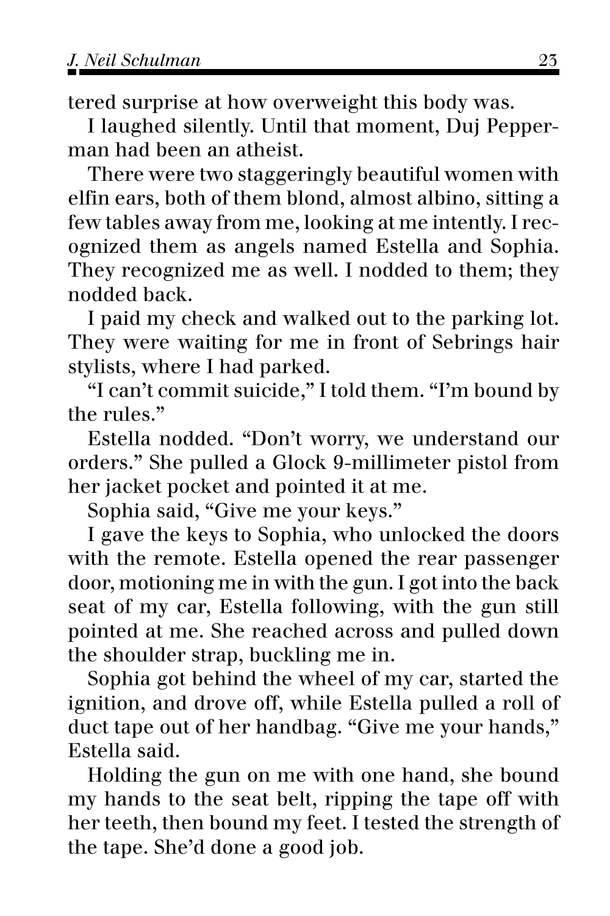tered surprise at how overweight this body was.

I laughed silently. Until that moment, Duj Pepperman had been an atheist.

There were two staggeringly beautiful women with elfin ears, both of them blond, almost albino, sitting a few tables away from me, looking at me intently. I recognized them as angels named Estella and Sophia. They recognized me as well. I nodded to them; they nodded back.

I paid my check and walked out to the parking lot. They were waiting for me in front of Sebrings hair stylists, where I had parked.

"I can't commit suicide," I told them. "I'm bound by the rules."

Estella nodded. "Don't worry, we understand our orders." She pulled a Glock 9-millimeter pistol from her jacket pocket and pointed it at me.

Sophia said, "Give me your keys."

I gave the keys to Sophia, who unlocked the doors with the remote. Estella opened the rear passenger door, motioning me in with the gun. I got into the back seat of my car, Estella following, with the gun still pointed at me. She reached across and pulled down the shoulder strap, buckling me in.

Sophia got behind the wheel of my car, started the ignition, and drove off, while Estella pulled a roll of duct tape out of her handbag. "Give me your hands," Estella said.

Holding the gun on me with one hand, she bound my hands to the seat belt, ripping the tape off with her teeth, then bound my feet. I tested the strength of the tape. She'd done a good job.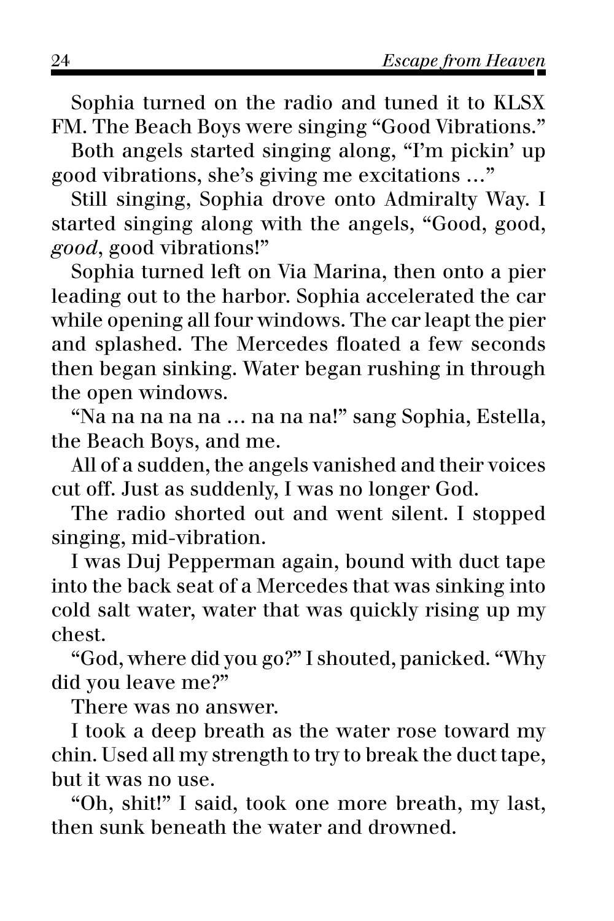Sophia turned on the radio and tuned it to KLSX FM. The Beach Boys were singing "Good Vibrations."

Both angels started singing along, "I'm pickin' up good vibrations, she's giving me excitations …"

Still singing, Sophia drove onto Admiralty Way. I started singing along with the angels, "Good, good, *good*, good vibrations!"

Sophia turned left on Via Marina, then onto a pier leading out to the harbor. Sophia accelerated the car while opening all four windows. The car leapt the pier and splashed. The Mercedes floated a few seconds then began sinking. Water began rushing in through the open windows.

"Na na na na na … na na na!" sang Sophia, Estella, the Beach Boys, and me.

All of a sudden, the angels vanished and their voices cut off. Just as suddenly, I was no longer God.

The radio shorted out and went silent. I stopped singing, mid-vibration.

I was Duj Pepperman again, bound with duct tape into the back seat of a Mercedes that was sinking into cold salt water, water that was quickly rising up my chest.

"God, where did you go?" I shouted, panicked. "Why did you leave me?"

There was no answer.

I took a deep breath as the water rose toward my chin. Used all my strength to try to break the duct tape, but it was no use.

"Oh, shit!" I said, took one more breath, my last, then sunk beneath the water and drowned.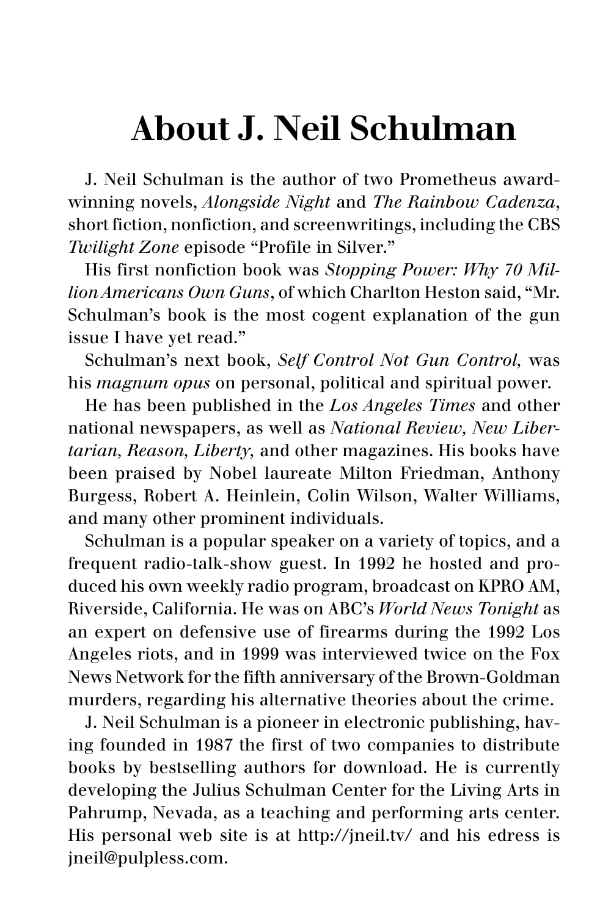# About J. Neil Schulman

J. Neil Schulman is the author of two Prometheus award-winning novels, *Alongside Night* and *The Rainbow Cadenza*, short fiction, nonfiction, and screenwritings, including the CBS *Twilight Zone* episode "Profile in Silver."

His first nonfiction book was *Stopping Power: Why 70 Million Americans Own Guns*, of which Charlton Heston said, "Mr. Schulman's book is the most cogent explanation of the gun issue I have yet read."

Schulman's next book, *Self Control Not Gun Control,* was his *magnum opus* on personal, political and spiritual power.

He has been published in the *Los Angeles Times* and other national newspapers, as well as *National Review, New Libertarian, Reason, Liberty,* and other magazines. His books have been praised by Nobel laureate Milton Friedman, Anthony Burgess, Robert A. Heinlein, Colin Wilson, Walter Williams, and many other prominent individuals.

Schulman is a popular speaker on a variety of topics, and a frequent radio-talk-show guest. In 1992 he hosted and produced his own weekly radio program, broadcast on KPRO AM, Riverside, California. He was on ABC's *World News Tonight* as an expert on defensive use of firearms during the 1992 Los Angeles riots, and in 1999 was interviewed twice on the Fox News Network for the fifth anniversary of the Brown-Goldman murders, regarding his alternative theories about the crime.

J. Neil Schulman is a pioneer in electronic publishing, having founded in 1987 the first of two companies to distribute books by bestselling authors for download. He is currently developing the Julius Schulman Center for the Living Arts in Pahrump, Nevada, as a teaching and performing arts center. His personal web site is at http://jneil.tv/ and his edress is jneil@pulpless.com.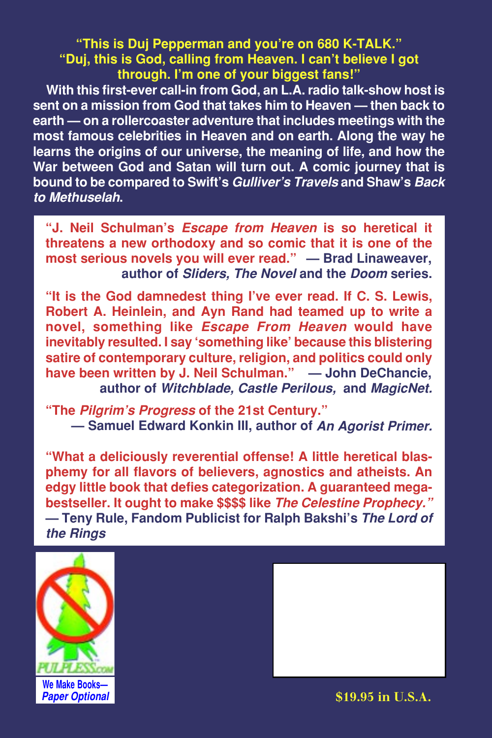**"This is Duj Pepperman and you're on 680 K-TALK."**
**"Duj, this is God, calling from Heaven. I can't believe I got through. I'm one of your biggest fans!"**

**With this first-ever call-in from God, an L.A. radio talk-show host is sent on a mission from God that takes him to Heaven — then back to earth — on a rollercoaster adventure that includes meetings with the most famous celebrities in Heaven and on earth. Along the way he learns the origins of our universe, the meaning of life, and how the War between God and Satan will turn out. A comic journey that is bound to be compared to Swift's *Gulliver's Travels* and Shaw's *Back to Methuselah*.**

**"J. Neil Schulman's *Escape from Heaven* is so heretical it threatens a new orthodoxy and so comic that it is one of the most serious novels you will ever read." — Brad Linaweaver, author of *Sliders, The Novel* and the *Doom* series.**

**"It is the God damnedest thing I've ever read. If C. S. Lewis, Robert A. Heinlein, and Ayn Rand had teamed up to write a novel, something like *Escape From Heaven* would have inevitably resulted. I say 'something like' because this blistering satire of contemporary culture, religion, and politics could only have been written by J. Neil Schulman." — John DeChancie, author of *Witchblade, Castle Perilous,* and *MagicNet.***

**"The *Pilgrim's Progress* of the 21st Century." — Samuel Edward Konkin III, author of *An Agorist Primer.***

**"What a deliciously reverential offense! A little heretical blasphemy for all flavors of believers, agnostics and atheists. An edgy little book that defies categorization. A guaranteed mega-bestseller. It ought to make $$$$ like *The Celestine Prophecy."* — Teny Rule, Fandom Publicist for Ralph Bakshi's *The Lord of the Rings***

PULPLESS.com

**We Make Books— *Paper Optional***

**$19.95 in U.S.A.**